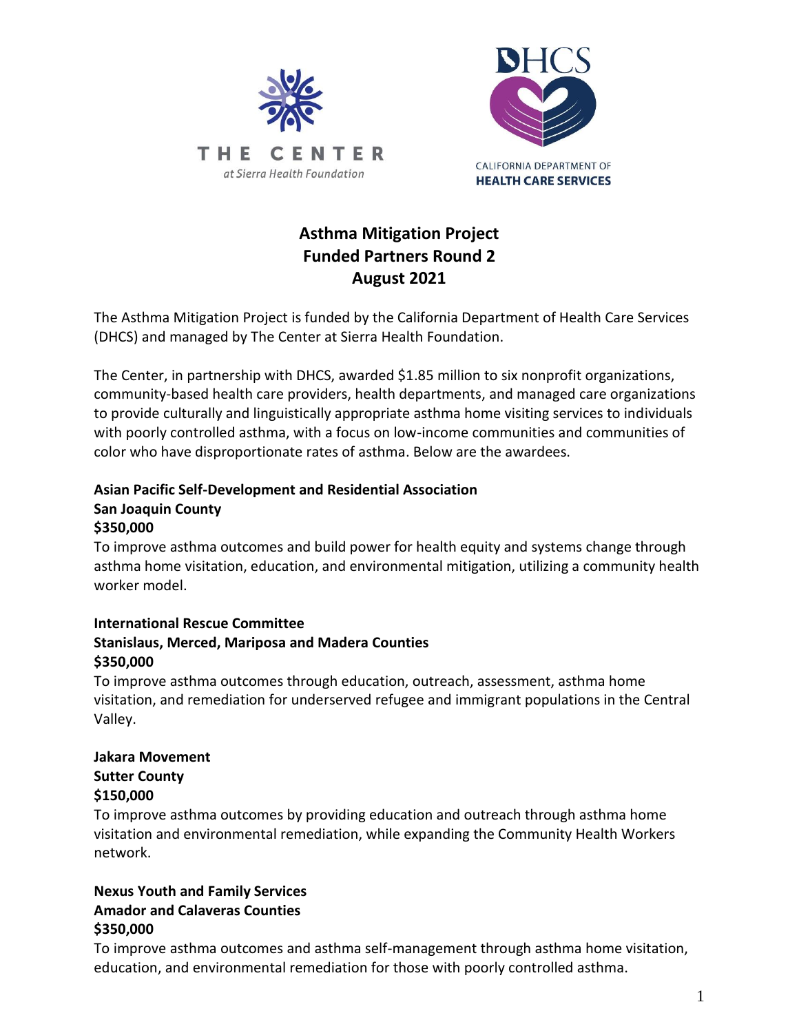THE CENTER at Sierra Health Foundation

DHCS CALIFORNIA DEPARTMENT OF HEALTH CARE SERVICES

# Asthma Mitigation Project
## Funded Partners Round 2
## August 2021

The Asthma Mitigation Project is funded by the California Department of Health Care Services (DHCS) and managed by The Center at Sierra Health Foundation.

The Center, in partnership with DHCS, awarded $1.85 million to six nonprofit organizations, community-based health care providers, health departments, and managed care organizations to provide culturally and linguistically appropriate asthma home visiting services to individuals with poorly controlled asthma, with a focus on low-income communities and communities of color who have disproportionate rates of asthma. Below are the awardees.

**Asian Pacific Self-Development and Residential Association**
**San Joaquin County**
**$350,000**

To improve asthma outcomes and build power for health equity and systems change through asthma home visitation, education, and environmental mitigation, utilizing a community health worker model.

**International Rescue Committee**
**Stanislaus, Merced, Mariposa and Madera Counties**
**$350,000**

To improve asthma outcomes through education, outreach, assessment, asthma home visitation, and remediation for underserved refugee and immigrant populations in the Central Valley.

**Jakara Movement**
**Sutter County**
**$150,000**

To improve asthma outcomes by providing education and outreach through asthma home visitation and environmental remediation, while expanding the Community Health Workers network.

**Nexus Youth and Family Services**
**Amador and Calaveras Counties**
**$350,000**

To improve asthma outcomes and asthma self-management through asthma home visitation, education, and environmental remediation for those with poorly controlled asthma.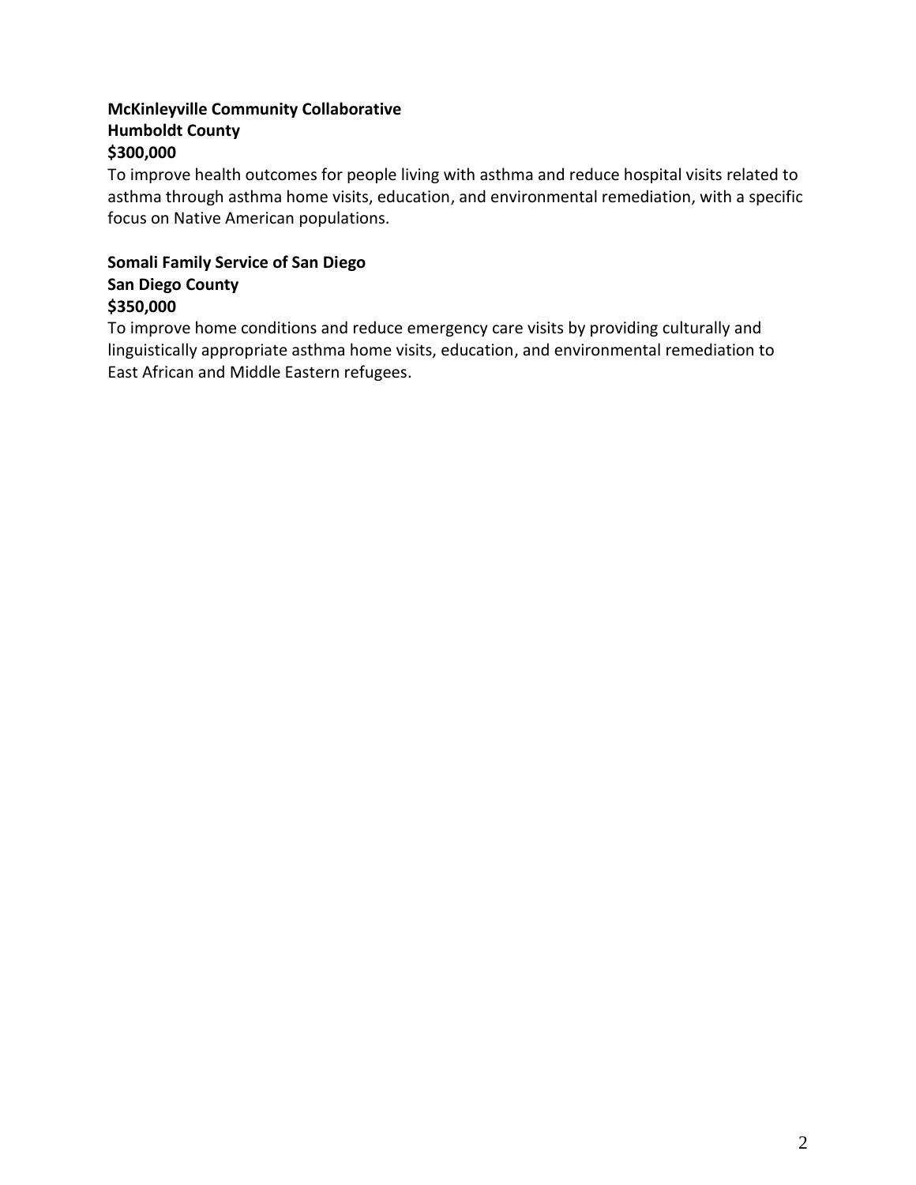**McKinleyville Community Collaborative**
**Humboldt County**
**$300,000**

To improve health outcomes for people living with asthma and reduce hospital visits related to asthma through asthma home visits, education, and environmental remediation, with a specific focus on Native American populations.

**Somali Family Service of San Diego**
**San Diego County**
**$350,000**

To improve home conditions and reduce emergency care visits by providing culturally and linguistically appropriate asthma home visits, education, and environmental remediation to East African and Middle Eastern refugees.